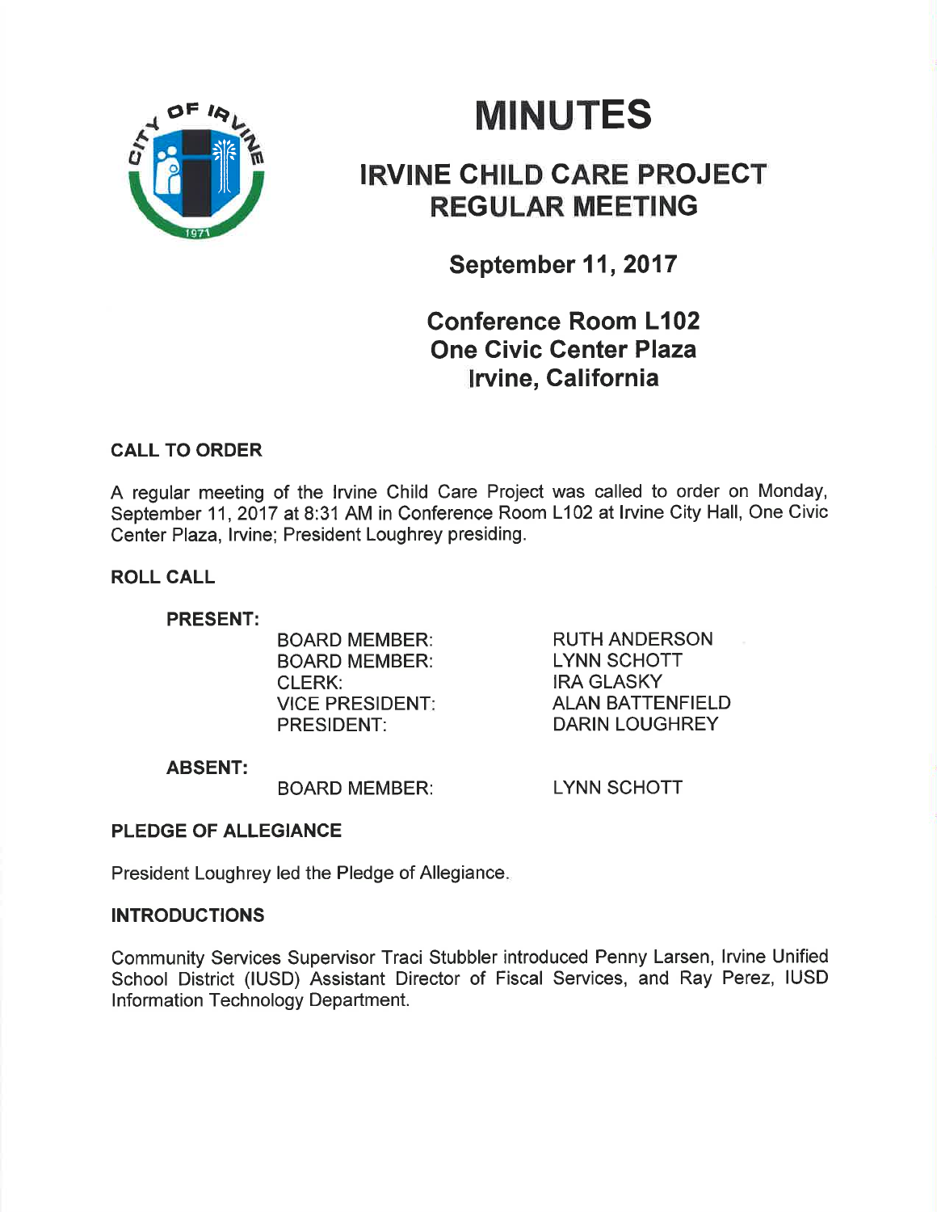# MINUTES

## IRVINE CHILD CARE PROJECT REGULAR MEETING

### September 11, 2017

### Conference Room L102
### One Civic Center Plaza
### Irvine, California

**CALL TO ORDER**

A regular meeting of the Irvine Child Care Project was called to order on Monday, September 11, 2017 at 8:31 AM in Conference Room L102 at Irvine City Hall, One Civic Center Plaza, Irvine; President Loughrey presiding.

**ROLL CALL**

**PRESENT:**

| | |
|---|---|
| BOARD MEMBER: | RUTH ANDERSON |
| BOARD MEMBER: | LYNN SCHOTT |
| CLERK: | IRA GLASKY |
| VICE PRESIDENT: | ALAN BATTENFIELD |
| PRESIDENT: | DARIN LOUGHREY |

**ABSENT:**

| | |
|---|---|
| BOARD MEMBER: | LYNN SCHOTT |

**PLEDGE OF ALLEGIANCE**

President Loughrey led the Pledge of Allegiance.

**INTRODUCTIONS**

Community Services Supervisor Traci Stubbler introduced Penny Larsen, Irvine Unified School District (IUSD) Assistant Director of Fiscal Services, and Ray Perez, IUSD Information Technology Department.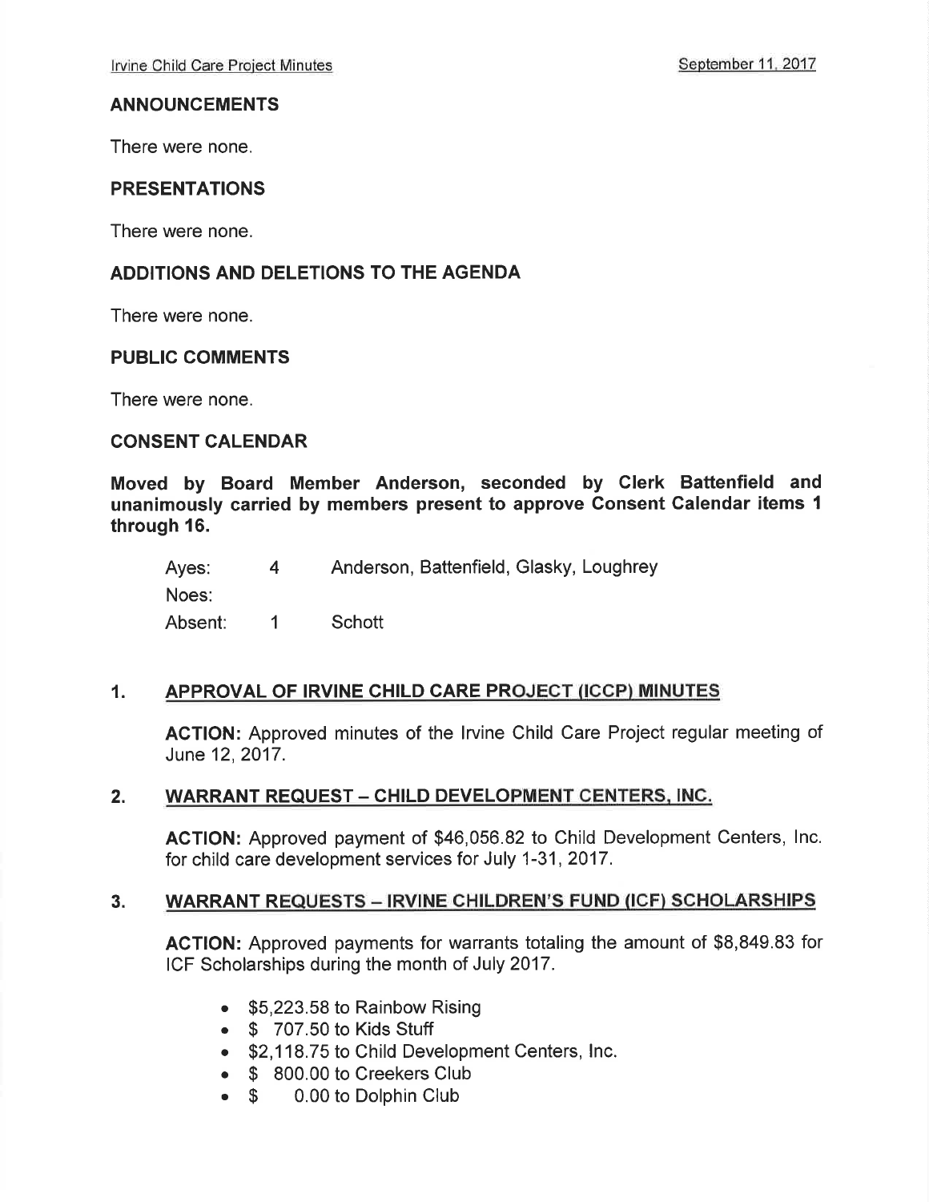## ANNOUNCEMENTS

There were none.

## PRESENTATIONS

There were none.

## ADDITIONS AND DELETIONS TO THE AGENDA

There were none.

## PUBLIC COMMENTS

There were none.

## CONSENT CALENDAR

**Moved by Board Member Anderson, seconded by Clerk Battenfield and unanimously carried by members present to approve Consent Calendar items 1 through 16.**

| | | |
|---|---|---|
| Ayes: | 4 | Anderson, Battenfield, Glasky, Loughrey |
| Noes: | | |
| Absent: | 1 | Schott |

### 1. APPROVAL OF IRVINE CHILD CARE PROJECT (ICCP) MINUTES

**ACTION:** Approved minutes of the Irvine Child Care Project regular meeting of June 12, 2017.

### 2. WARRANT REQUEST – CHILD DEVELOPMENT CENTERS, INC.

**ACTION:** Approved payment of $46,056.82 to Child Development Centers, Inc. for child care development services for July 1-31, 2017.

### 3. WARRANT REQUESTS – IRVINE CHILDREN'S FUND (ICF) SCHOLARSHIPS

**ACTION:** Approved payments for warrants totaling the amount of $8,849.83 for ICF Scholarships during the month of July 2017.

- $5,223.58 to Rainbow Rising
- $ 707.50 to Kids Stuff
- $2,118.75 to Child Development Centers, Inc.
- $ 800.00 to Creekers Club
- $ 0.00 to Dolphin Club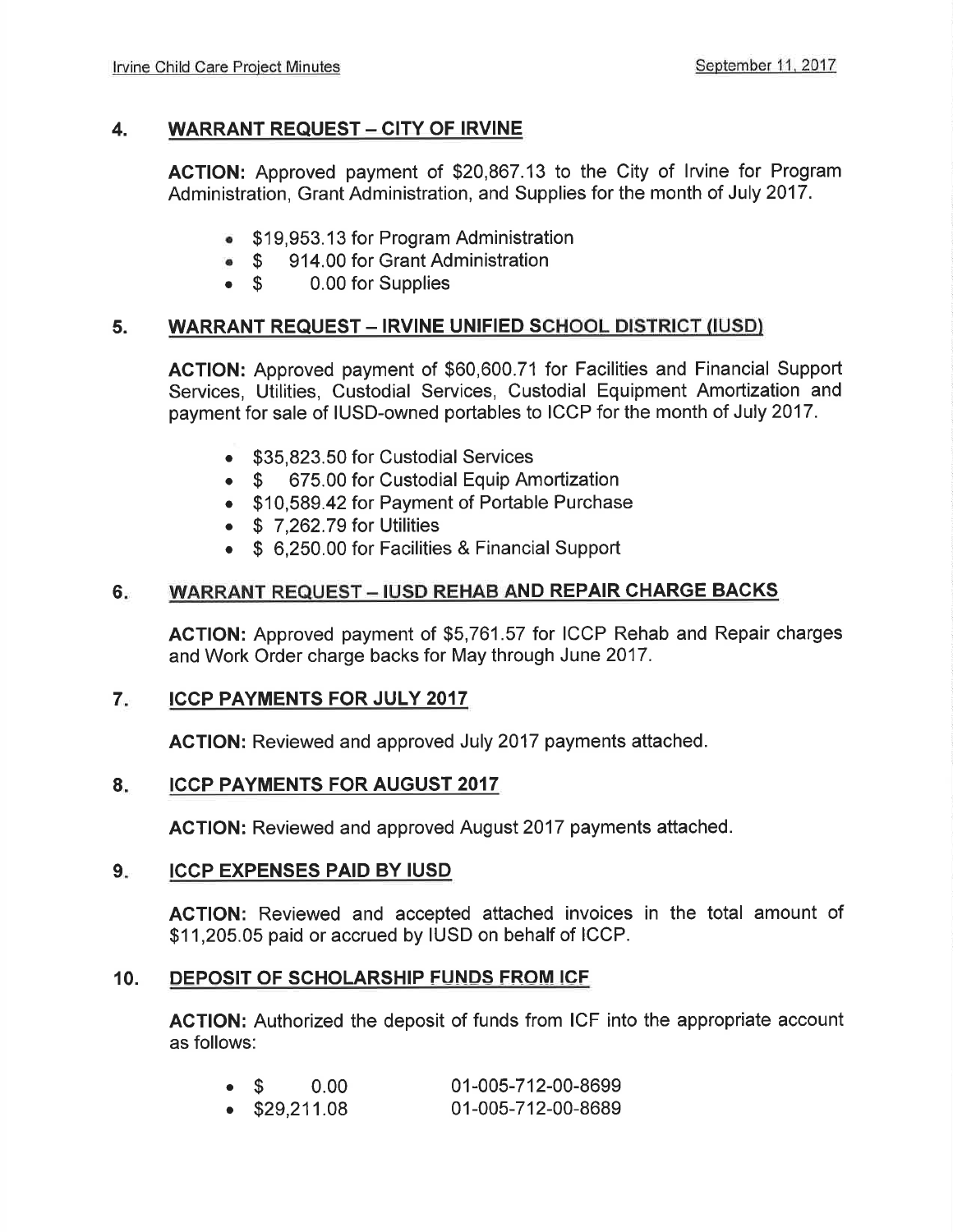## 4. WARRANT REQUEST – CITY OF IRVINE

**ACTION:** Approved payment of $20,867.13 to the City of Irvine for Program Administration, Grant Administration, and Supplies for the month of July 2017.

- $19,953.13 for Program Administration
- $ 914.00 for Grant Administration
- $ 0.00 for Supplies

## 5. WARRANT REQUEST – IRVINE UNIFIED SCHOOL DISTRICT (IUSD)

**ACTION:** Approved payment of $60,600.71 for Facilities and Financial Support Services, Utilities, Custodial Services, Custodial Equipment Amortization and payment for sale of IUSD-owned portables to ICCP for the month of July 2017.

- $35,823.50 for Custodial Services
- $ 675.00 for Custodial Equip Amortization
- $10,589.42 for Payment of Portable Purchase
- $ 7,262.79 for Utilities
- $ 6,250.00 for Facilities & Financial Support

## 6. WARRANT REQUEST – IUSD REHAB AND REPAIR CHARGE BACKS

**ACTION:** Approved payment of $5,761.57 for ICCP Rehab and Repair charges and Work Order charge backs for May through June 2017.

## 7. ICCP PAYMENTS FOR JULY 2017

**ACTION:** Reviewed and approved July 2017 payments attached.

## 8. ICCP PAYMENTS FOR AUGUST 2017

**ACTION:** Reviewed and approved August 2017 payments attached.

## 9. ICCP EXPENSES PAID BY IUSD

**ACTION:** Reviewed and accepted attached invoices in the total amount of $11,205.05 paid or accrued by IUSD on behalf of ICCP.

## 10. DEPOSIT OF SCHOLARSHIP FUNDS FROM ICF

**ACTION:** Authorized the deposit of funds from ICF into the appropriate account as follows:

- $ 0.00 01-005-712-00-8699
- $29,211.08 01-005-712-00-8689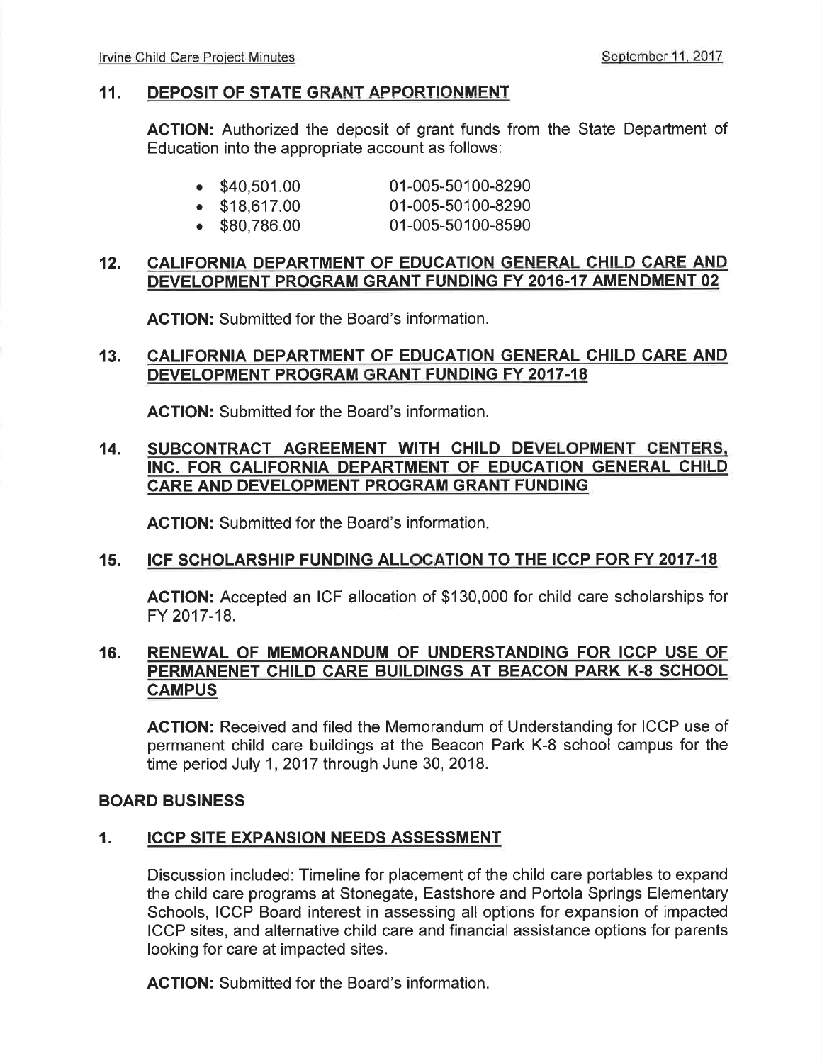## 11. DEPOSIT OF STATE GRANT APPORTIONMENT

**ACTION:** Authorized the deposit of grant funds from the State Department of Education into the appropriate account as follows:

- $40,501.00 01-005-50100-8290
- $18,617.00 01-005-50100-8290
- $80,786.00 01-005-50100-8590

## 12. CALIFORNIA DEPARTMENT OF EDUCATION GENERAL CHILD CARE AND DEVELOPMENT PROGRAM GRANT FUNDING FY 2016-17 AMENDMENT 02

**ACTION:** Submitted for the Board's information.

## 13. CALIFORNIA DEPARTMENT OF EDUCATION GENERAL CHILD CARE AND DEVELOPMENT PROGRAM GRANT FUNDING FY 2017-18

**ACTION:** Submitted for the Board's information.

## 14. SUBCONTRACT AGREEMENT WITH CHILD DEVELOPMENT CENTERS, INC. FOR CALIFORNIA DEPARTMENT OF EDUCATION GENERAL CHILD CARE AND DEVELOPMENT PROGRAM GRANT FUNDING

**ACTION:** Submitted for the Board's information.

## 15. ICF SCHOLARSHIP FUNDING ALLOCATION TO THE ICCP FOR FY 2017-18

**ACTION:** Accepted an ICF allocation of $130,000 for child care scholarships for FY 2017-18.

## 16. RENEWAL OF MEMORANDUM OF UNDERSTANDING FOR ICCP USE OF PERMANENET CHILD CARE BUILDINGS AT BEACON PARK K-8 SCHOOL CAMPUS

**ACTION:** Received and filed the Memorandum of Understanding for ICCP use of permanent child care buildings at the Beacon Park K-8 school campus for the time period July 1, 2017 through June 30, 2018.

# BOARD BUSINESS

## 1. ICCP SITE EXPANSION NEEDS ASSESSMENT

Discussion included: Timeline for placement of the child care portables to expand the child care programs at Stonegate, Eastshore and Portola Springs Elementary Schools, ICCP Board interest in assessing all options for expansion of impacted ICCP sites, and alternative child care and financial assistance options for parents looking for care at impacted sites.

**ACTION:** Submitted for the Board's information.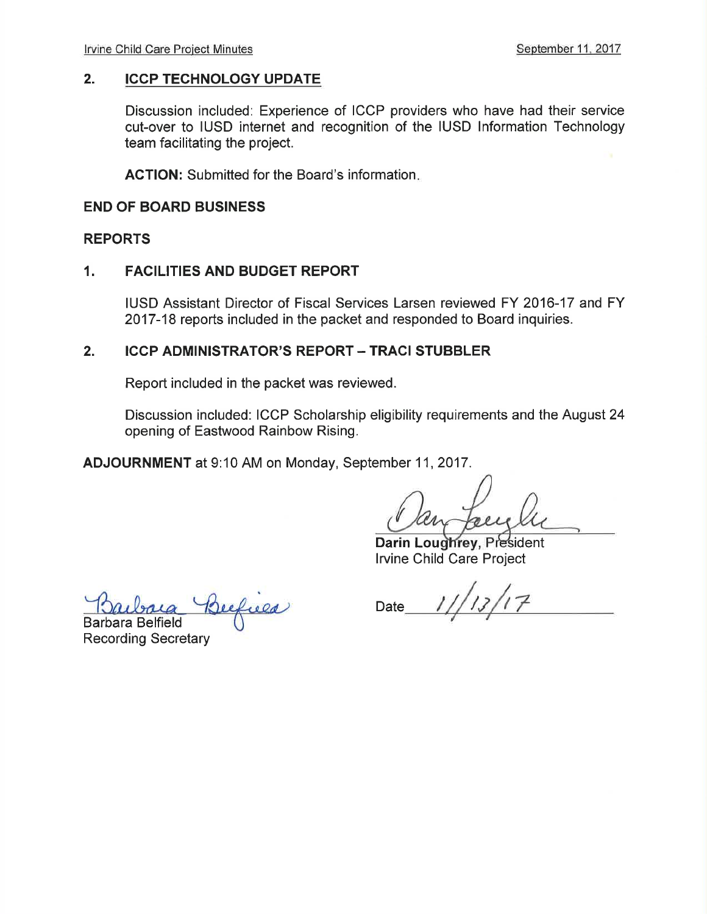## 2. ICCP TECHNOLOGY UPDATE

Discussion included: Experience of ICCP providers who have had their service cut-over to IUSD internet and recognition of the IUSD Information Technology team facilitating the project.

**ACTION:** Submitted for the Board's information.

**END OF BOARD BUSINESS**

**REPORTS**

### 1. FACILITIES AND BUDGET REPORT

IUSD Assistant Director of Fiscal Services Larsen reviewed FY 2016-17 and FY 2017-18 reports included in the packet and responded to Board inquiries.

### 2. ICCP ADMINISTRATOR'S REPORT – TRACI STUBBLER

Report included in the packet was reviewed.

Discussion included: ICCP Scholarship eligibility requirements and the August 24 opening of Eastwood Rainbow Rising.

**ADJOURNMENT** at 9:10 AM on Monday, September 11, 2017.

**Darin Loughrey**, President
Irvine Child Care Project

Date 11/13/17

Barbara Belfield
Recording Secretary